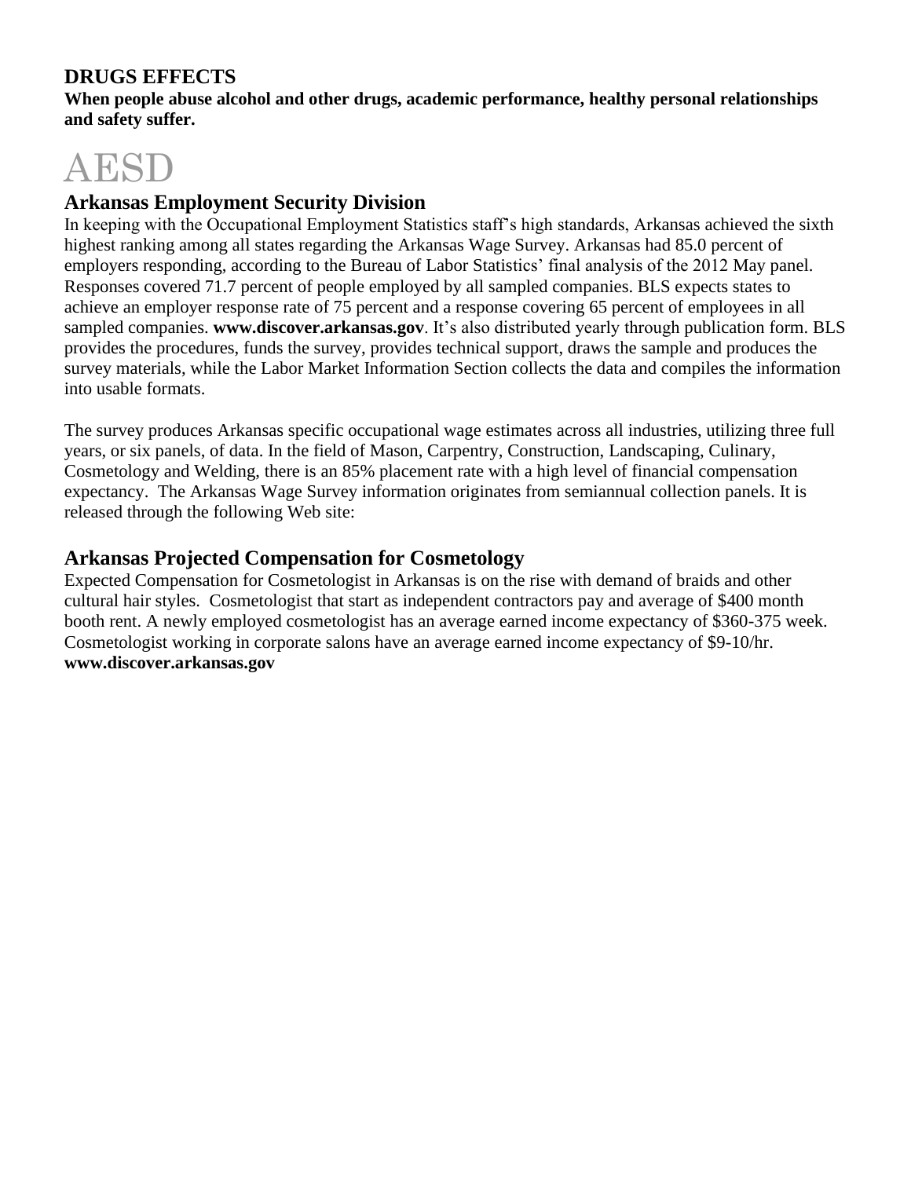## DRUGS EFFECTS

**When people abuse alcohol and other drugs, academic performance, healthy personal relationships and safety suffer.**

# AESD

## Arkansas Employment Security Division

In keeping with the Occupational Employment Statistics staff's high standards, Arkansas achieved the sixth highest ranking among all states regarding the Arkansas Wage Survey. Arkansas had 85.0 percent of employers responding, according to the Bureau of Labor Statistics' final analysis of the 2012 May panel. Responses covered 71.7 percent of people employed by all sampled companies. BLS expects states to achieve an employer response rate of 75 percent and a response covering 65 percent of employees in all sampled companies. **www.discover.arkansas.gov**. It's also distributed yearly through publication form. BLS provides the procedures, funds the survey, provides technical support, draws the sample and produces the survey materials, while the Labor Market Information Section collects the data and compiles the information into usable formats.

The survey produces Arkansas specific occupational wage estimates across all industries, utilizing three full years, or six panels, of data. In the field of Mason, Carpentry, Construction, Landscaping, Culinary, Cosmetology and Welding, there is an 85% placement rate with a high level of financial compensation expectancy. The Arkansas Wage Survey information originates from semiannual collection panels. It is released through the following Web site:

## Arkansas Projected Compensation for Cosmetology

Expected Compensation for Cosmetologist in Arkansas is on the rise with demand of braids and other cultural hair styles. Cosmetologist that start as independent contractors pay and average of $400 month booth rent. A newly employed cosmetologist has an average earned income expectancy of $360-375 week. Cosmetologist working in corporate salons have an average earned income expectancy of $9-10/hr.
**www.discover.arkansas.gov**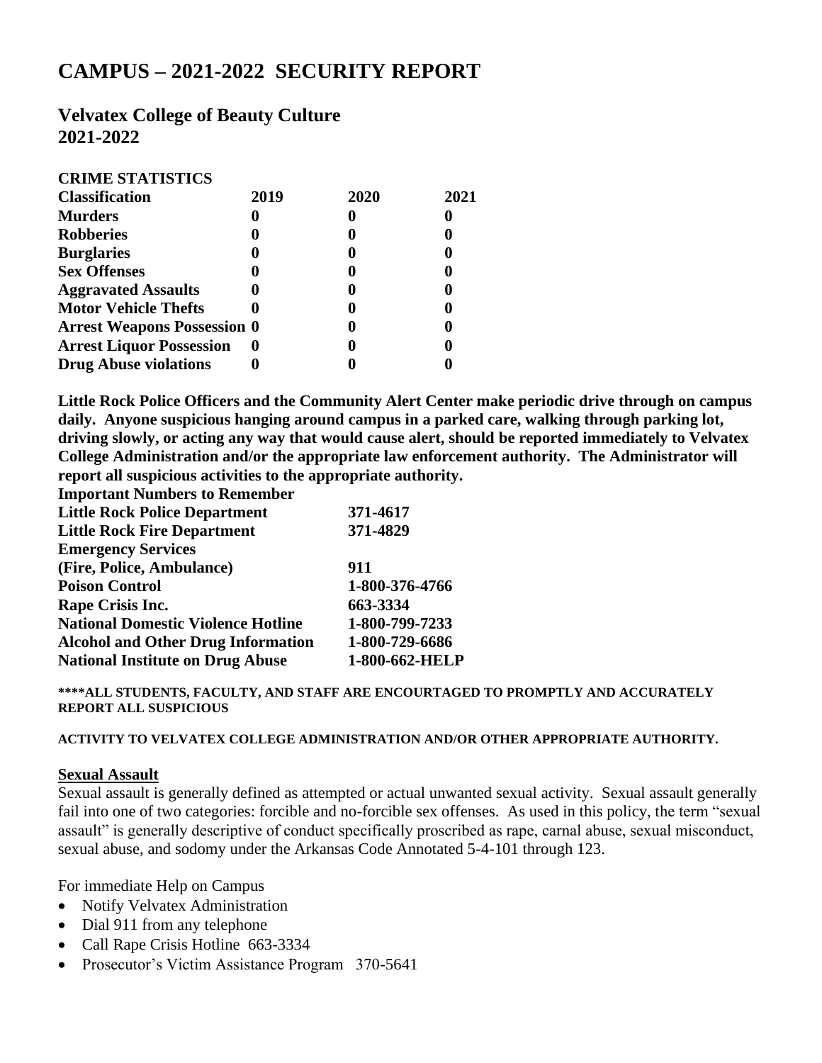# CAMPUS – 2021-2022 SECURITY REPORT

## Velvatex College of Beauty Culture
## 2021-2022

**CRIME STATISTICS**

| Classification | 2019 | 2020 | 2021 |
|---|---|---|---|
| **Murders** | **0** | **0** | **0** |
| **Robberies** | **0** | **0** | **0** |
| **Burglaries** | **0** | **0** | **0** |
| **Sex Offenses** | **0** | **0** | **0** |
| **Aggravated Assaults** | **0** | **0** | **0** |
| **Motor Vehicle Thefts** | **0** | **0** | **0** |
| **Arrest Weapons Possession** | **0** | **0** | **0** |
| **Arrest Liquor Possession** | **0** | **0** | **0** |
| **Drug Abuse violations** | **0** | **0** | **0** |

**Little Rock Police Officers and the Community Alert Center make periodic drive through on campus daily. Anyone suspicious hanging around campus in a parked care, walking through parking lot, driving slowly, or acting any way that would cause alert, should be reported immediately to Velvatex College Administration and/or the appropriate law enforcement authority. The Administrator will report all suspicious activities to the appropriate authority.**

**Important Numbers to Remember**

| | |
|---|---|
| **Little Rock Police Department** | **371-4617** |
| **Little Rock Fire Department** | **371-4829** |
| **Emergency Services (Fire, Police, Ambulance)** | **911** |
| **Poison Control** | **1-800-376-4766** |
| **Rape Crisis Inc.** | **663-3334** |
| **National Domestic Violence Hotline** | **1-800-799-7233** |
| **Alcohol and Other Drug Information** | **1-800-729-6686** |
| **National Institute on Drug Abuse** | **1-800-662-HELP** |

**\*\*\*\*ALL STUDENTS, FACULTY, AND STAFF ARE ENCOURTAGED TO PROMPTLY AND ACCURATELY REPORT ALL SUSPICIOUS**

**ACTIVITY TO VELVATEX COLLEGE ADMINISTRATION AND/OR OTHER APPROPRIATE AUTHORITY.**

### Sexual Assault

Sexual assault is generally defined as attempted or actual unwanted sexual activity. Sexual assault generally fail into one of two categories: forcible and no-forcible sex offenses. As used in this policy, the term "sexual assault" is generally descriptive of conduct specifically proscribed as rape, carnal abuse, sexual misconduct, sexual abuse, and sodomy under the Arkansas Code Annotated 5-4-101 through 123.

For immediate Help on Campus

- Notify Velvatex Administration
- Dial 911 from any telephone
- Call Rape Crisis Hotline 663-3334
- Prosecutor's Victim Assistance Program 370-5641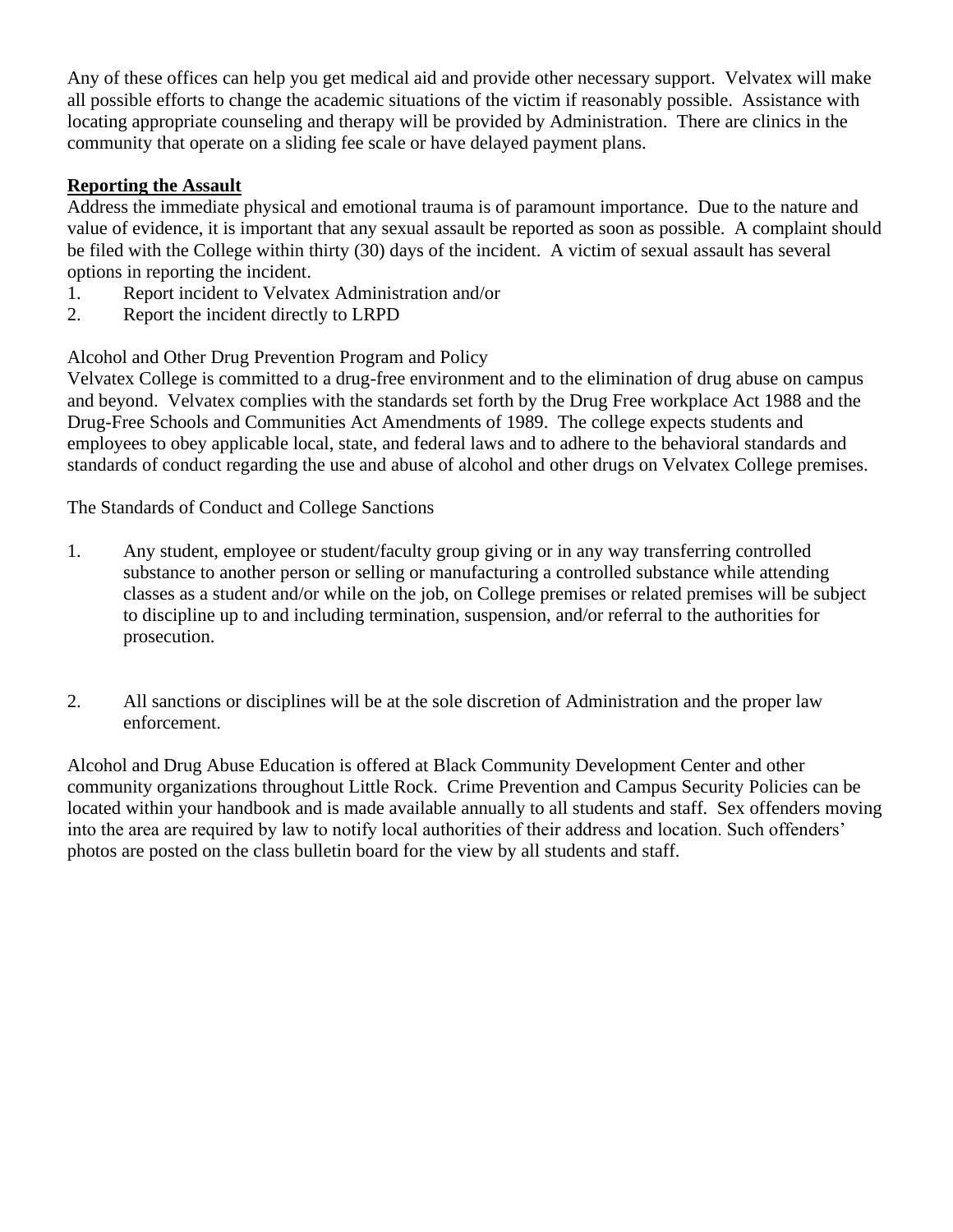Any of these offices can help you get medical aid and provide other necessary support. Velvatex will make all possible efforts to change the academic situations of the victim if reasonably possible. Assistance with locating appropriate counseling and therapy will be provided by Administration. There are clinics in the community that operate on a sliding fee scale or have delayed payment plans.

**Reporting the Assault**

Address the immediate physical and emotional trauma is of paramount importance. Due to the nature and value of evidence, it is important that any sexual assault be reported as soon as possible. A complaint should be filed with the College within thirty (30) days of the incident. A victim of sexual assault has several options in reporting the incident.

1. Report incident to Velvatex Administration and/or
2. Report the incident directly to LRPD

Alcohol and Other Drug Prevention Program and Policy

Velvatex College is committed to a drug-free environment and to the elimination of drug abuse on campus and beyond. Velvatex complies with the standards set forth by the Drug Free workplace Act 1988 and the Drug-Free Schools and Communities Act Amendments of 1989. The college expects students and employees to obey applicable local, state, and federal laws and to adhere to the behavioral standards and standards of conduct regarding the use and abuse of alcohol and other drugs on Velvatex College premises.

The Standards of Conduct and College Sanctions

1. Any student, employee or student/faculty group giving or in any way transferring controlled substance to another person or selling or manufacturing a controlled substance while attending classes as a student and/or while on the job, on College premises or related premises will be subject to discipline up to and including termination, suspension, and/or referral to the authorities for prosecution.

2. All sanctions or disciplines will be at the sole discretion of Administration and the proper law enforcement.

Alcohol and Drug Abuse Education is offered at Black Community Development Center and other community organizations throughout Little Rock. Crime Prevention and Campus Security Policies can be located within your handbook and is made available annually to all students and staff. Sex offenders moving into the area are required by law to notify local authorities of their address and location. Such offenders' photos are posted on the class bulletin board for the view by all students and staff.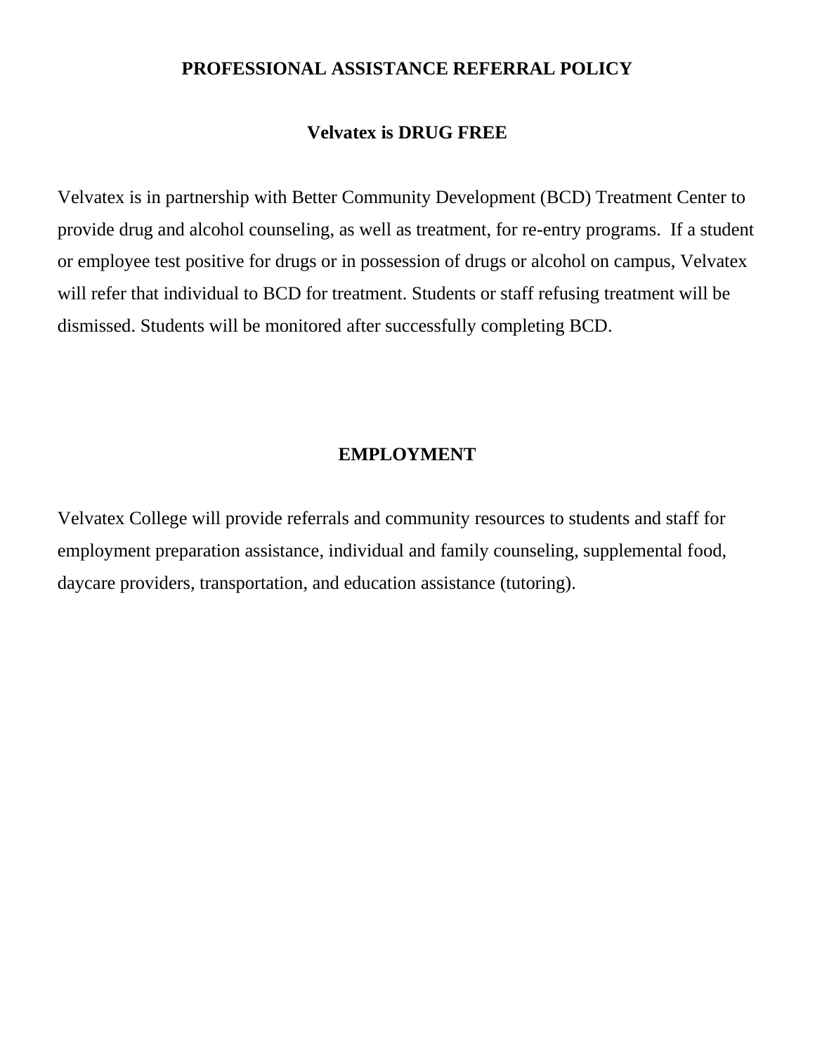# PROFESSIONAL ASSISTANCE REFERRAL POLICY

## Velvatex is DRUG FREE

Velvatex is in partnership with Better Community Development (BCD) Treatment Center to provide drug and alcohol counseling, as well as treatment, for re-entry programs. If a student or employee test positive for drugs or in possession of drugs or alcohol on campus, Velvatex will refer that individual to BCD for treatment. Students or staff refusing treatment will be dismissed. Students will be monitored after successfully completing BCD.

## EMPLOYMENT

Velvatex College will provide referrals and community resources to students and staff for employment preparation assistance, individual and family counseling, supplemental food, daycare providers, transportation, and education assistance (tutoring).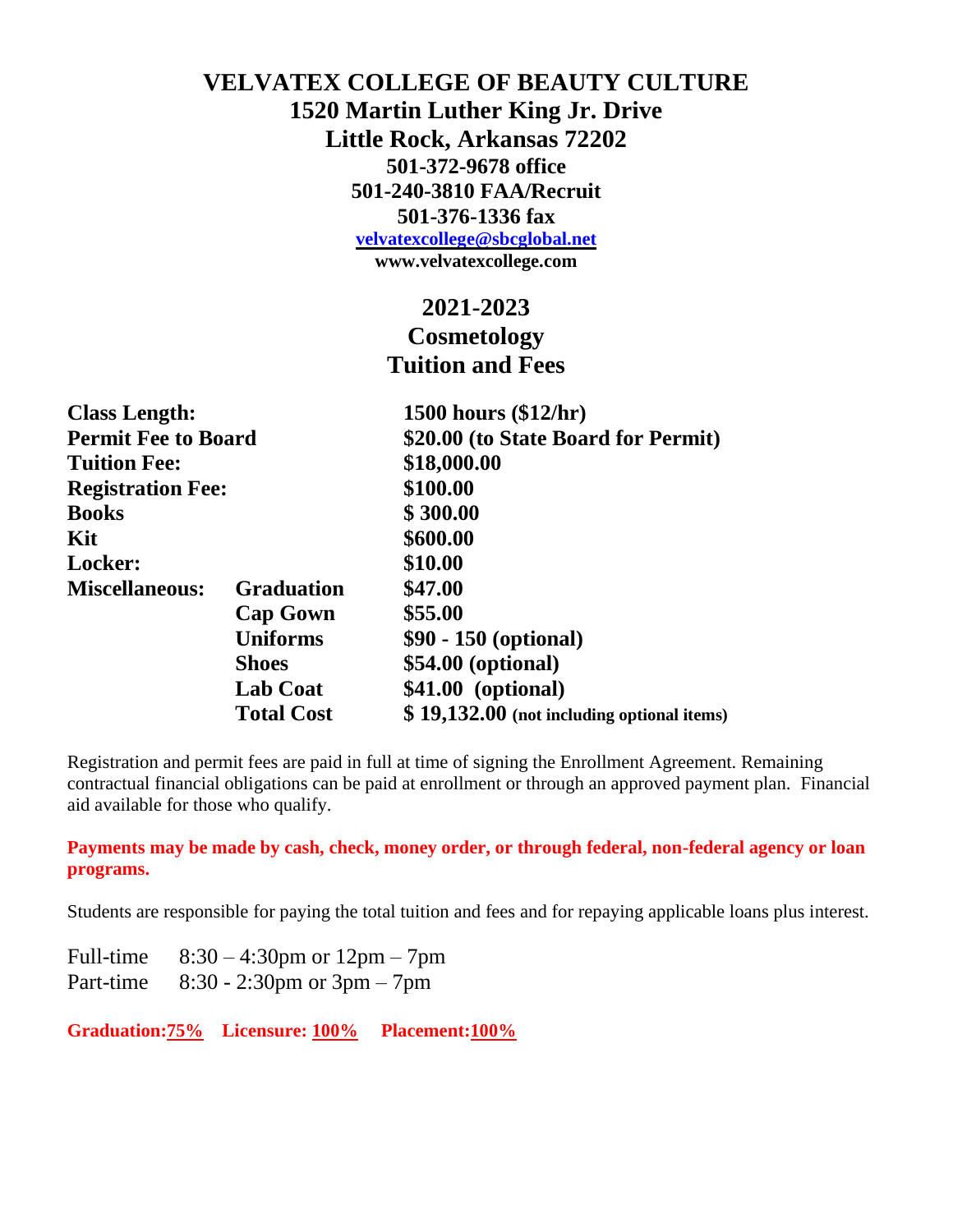# VELVATEX COLLEGE OF BEAUTY CULTURE

**1520 Martin Luther King Jr. Drive**
**Little Rock, Arkansas 72202**
**501-372-9678 office**
**501-240-3810 FAA/Recruit**
**501-376-1336 fax**
**velvatexcollege@sbcglobal.net**
**www.velvatexcollege.com**

## 2021-2023 Cosmetology Tuition and Fees

| | | |
|---|---|---|
| **Class Length:** | | **1500 hours ($12/hr)** |
| **Permit Fee to Board** | | **$20.00 (to State Board for Permit)** |
| **Tuition Fee:** | | **$18,000.00** |
| **Registration Fee:** | | **$100.00** |
| **Books** | | **$ 300.00** |
| **Kit** | | **$600.00** |
| **Locker:** | | **$10.00** |
| **Miscellaneous:** | **Graduation** | **$47.00** |
| | **Cap Gown** | **$55.00** |
| | **Uniforms** | **$90 - 150 (optional)** |
| | **Shoes** | **$54.00 (optional)** |
| | **Lab Coat** | **$41.00 (optional)** |
| | **Total Cost** | **$ 19,132.00 (not including optional items)** |

Registration and permit fees are paid in full at time of signing the Enrollment Agreement. Remaining contractual financial obligations can be paid at enrollment or through an approved payment plan. Financial aid available for those who qualify.

**Payments may be made by cash, check, money order, or through federal, non-federal agency or loan programs.**

Students are responsible for paying the total tuition and fees and for repaying applicable loans plus interest.

Full-time 8:30 – 4:30pm or 12pm – 7pm
Part-time 8:30 - 2:30pm or 3pm – 7pm

**Graduation:75% Licensure: 100% Placement:100%**